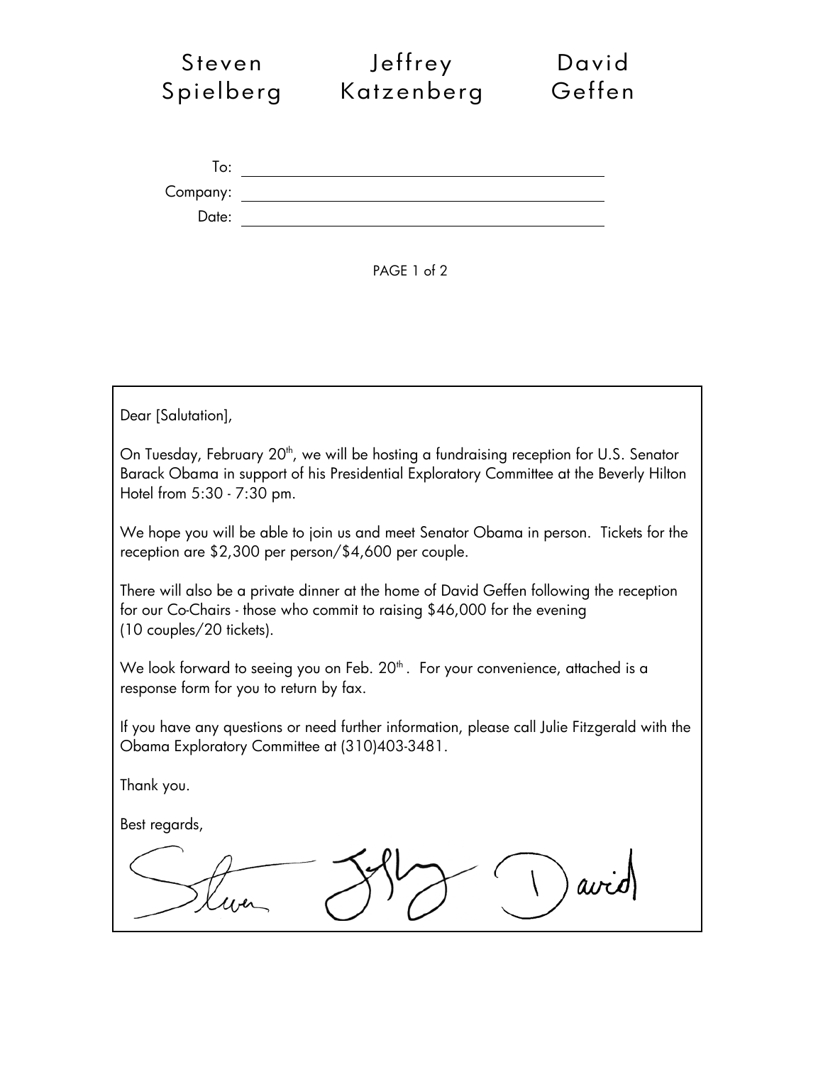Steven Spielberg | Jeffrey Katzenberg | David Geffen

To: ______________________________

Company: ______________________________

Date: ______________________________

PAGE 1 of 2

Dear [Salutation],

On Tuesday, February 20th, we will be hosting a fundraising reception for U.S. Senator Barack Obama in support of his Presidential Exploratory Committee at the Beverly Hilton Hotel from 5:30 - 7:30 pm.

We hope you will be able to join us and meet Senator Obama in person. Tickets for the reception are $2,300 per person/$4,600 per couple.

There will also be a private dinner at the home of David Geffen following the reception for our Co-Chairs - those who commit to raising $46,000 for the evening (10 couples/20 tickets).

We look forward to seeing you on Feb. 20th. For your convenience, attached is a response form for you to return by fax.

If you have any questions or need further information, please call Julie Fitzgerald with the Obama Exploratory Committee at (310)403-3481.

Thank you.

Best regards,

Steven Jeffrey David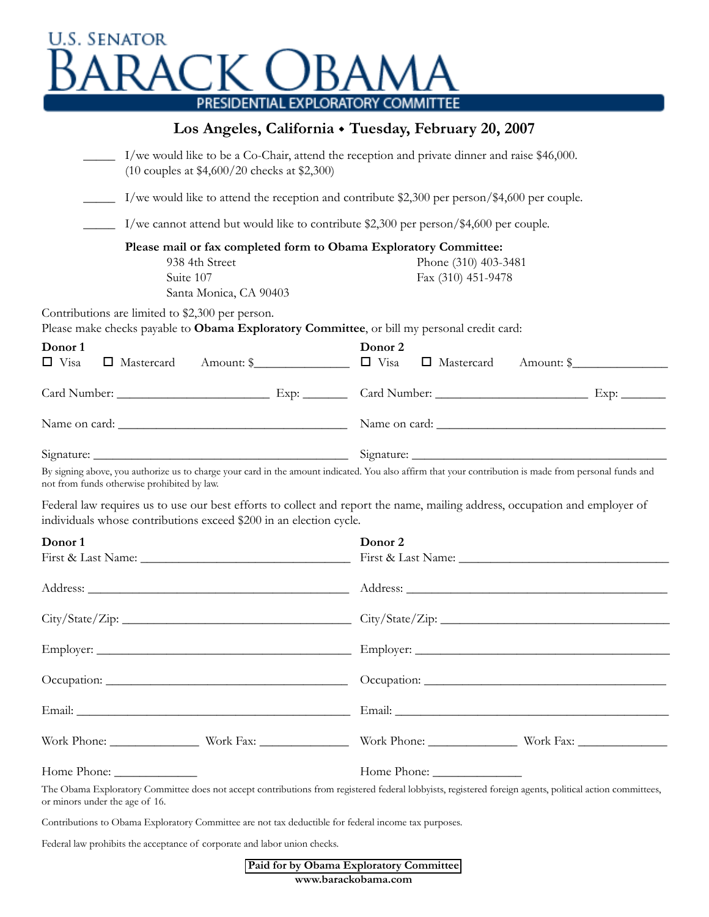# U.S. SENATOR BARACK OBAMA

## PRESIDENTIAL EXPLORATORY COMMITTEE

### Los Angeles, California • Tuesday, February 20, 2007

_____ I/we would like to be a Co-Chair, attend the reception and private dinner and raise $46,000. (10 couples at $4,600/20 checks at $2,300)

_____ I/we would like to attend the reception and contribute $2,300 per person/$4,600 per couple.

_____ I/we cannot attend but would like to contribute $2,300 per person/$4,600 per couple.

**Please mail or fax completed form to Obama Exploratory Committee:**

938 4th Street
Suite 107
Santa Monica, CA 90403

Phone (310) 403-3481
Fax (310) 451-9478

Contributions are limited to $2,300 per person.
Please make checks payable to **Obama Exploratory Committee**, or bill my personal credit card:

**Donor 1**

☐ Visa ☐ Mastercard Amount: $_______________

Card Number: ________________________ Exp: _______

Name on card: ____________________________________

Signature: ________________________________________

**Donor 2**

☐ Visa ☐ Mastercard Amount: $_______________

Card Number: ________________________ Exp: _______

Name on card: ____________________________________

Signature: ________________________________________

By signing above, you authorize us to charge your card in the amount indicated. You also affirm that your contribution is made from personal funds and not from funds otherwise prohibited by law.

Federal law requires us to use our best efforts to collect and report the name, mailing address, occupation and employer of individuals whose contributions exceed $200 in an election cycle.

**Donor 1**

First & Last Name: ________________________________

Address: __________________________________________

City/State/Zip: ____________________________________

Employer: _________________________________________

Occupation: _______________________________________

Email: ____________________________________________

Work Phone: ______________ Work Fax: ______________

Home Phone: ______________

**Donor 2**

First & Last Name: ________________________________

Address: __________________________________________

City/State/Zip: ____________________________________

Employer: _________________________________________

Occupation: _______________________________________

Email: ____________________________________________

Work Phone: ______________ Work Fax: ______________

Home Phone: ______________

The Obama Exploratory Committee does not accept contributions from registered federal lobbyists, registered foreign agents, political action committees, or minors under the age of 16.

Contributions to Obama Exploratory Committee are not tax deductible for federal income tax purposes.

Federal law prohibits the acceptance of corporate and labor union checks.

**Paid for by Obama Exploratory Committee**

**www.barackobama.com**